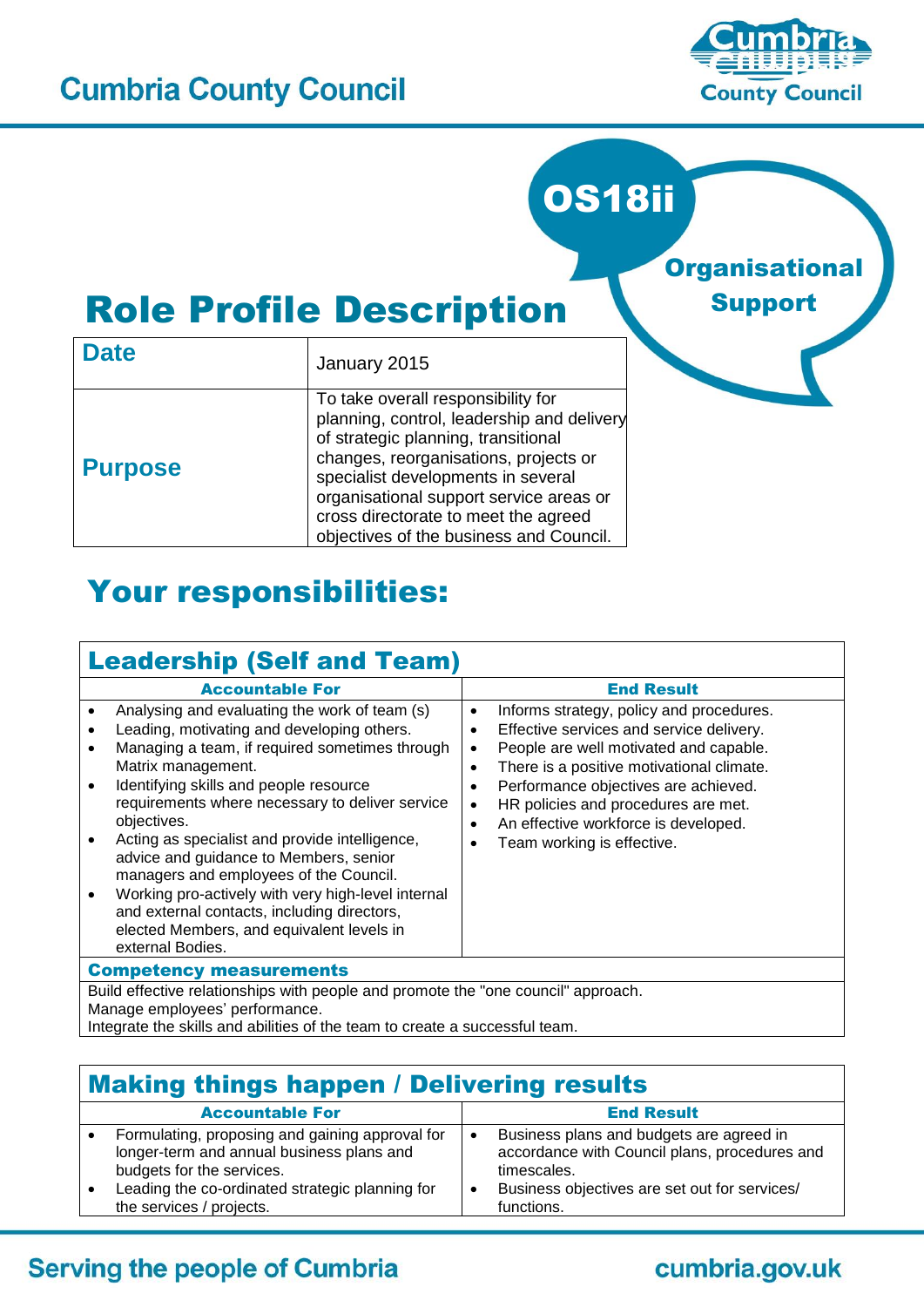# Cumbria County Council

**OS18ii**

**Organisational Support**

## Role Profile Description

| Date | January 2015 |
|---|---|
| Purpose | To take overall responsibility for planning, control, leadership and delivery of strategic planning, transitional changes, reorganisations, projects or specialist developments in several organisational support service areas or cross directorate to meet the agreed objectives of the business and Council. |

## Your responsibilities:

### Leadership (Self and Team)

| Accountable For | End Result |
|---|---|
| • Analysing and evaluating the work of team (s)<br>• Leading, motivating and developing others.<br>• Managing a team, if required sometimes through Matrix management.<br>• Identifying skills and people resource requirements where necessary to deliver service objectives.<br>• Acting as specialist and provide intelligence, advice and guidance to Members, senior managers and employees of the Council.<br>• Working pro-actively with very high-level internal and external contacts, including directors, elected Members, and equivalent levels in external Bodies. | • Informs strategy, policy and procedures.<br>• Effective services and service delivery.<br>• People are well motivated and capable.<br>• There is a positive motivational climate.<br>• Performance objectives are achieved.<br>• HR policies and procedures are met.<br>• An effective workforce is developed.<br>• Team working is effective. |

**Competency measurements**

Build effective relationships with people and promote the "one council" approach.
Manage employees' performance.
Integrate the skills and abilities of the team to create a successful team.

### Making things happen / Delivering results

| Accountable For | End Result |
|---|---|
| • Formulating, proposing and gaining approval for longer-term and annual business plans and budgets for the services.<br>• Leading the co-ordinated strategic planning for the services / projects. | • Business plans and budgets are agreed in accordance with Council plans, procedures and timescales.<br>• Business objectives are set out for services/ functions. |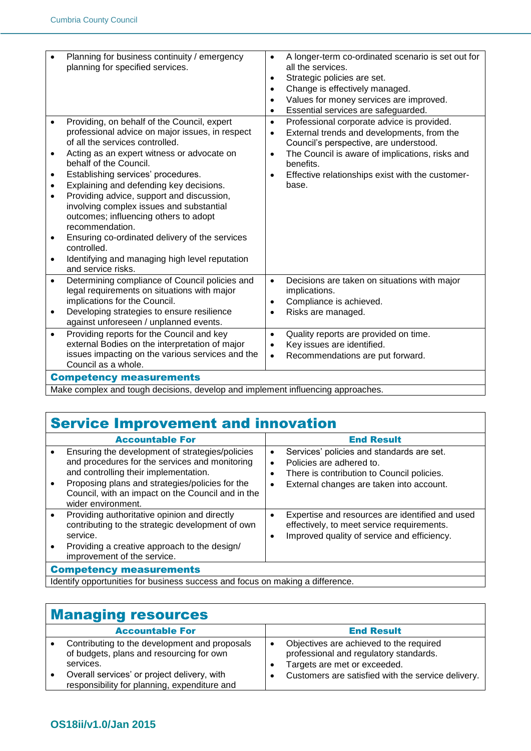| Accountable For | End Result |
|---|---|
| • Planning for business continuity / emergency planning for specified services. | • A longer-term co-ordinated scenario is set out for all the services. • Strategic policies are set. • Change is effectively managed. • Values for money services are improved. • Essential services are safeguarded. |
| • Providing, on behalf of the Council, expert professional advice on major issues, in respect of all the services controlled. • Acting as an expert witness or advocate on behalf of the Council. • Establishing services' procedures. • Explaining and defending key decisions. • Providing advice, support and discussion, involving complex issues and substantial outcomes; influencing others to adopt recommendation. • Ensuring co-ordinated delivery of the services controlled. • Identifying and managing high level reputation and service risks. | • Professional corporate advice is provided. • External trends and developments, from the Council's perspective, are understood. • The Council is aware of implications, risks and benefits. • Effective relationships exist with the customer-base. |
| • Determining compliance of Council policies and legal requirements on situations with major implications for the Council. • Developing strategies to ensure resilience against unforeseen / unplanned events. | • Decisions are taken on situations with major implications. • Compliance is achieved. • Risks are managed. |
| • Providing reports for the Council and key external Bodies on the interpretation of major issues impacting on the various services and the Council as a whole. | • Quality reports are provided on time. • Key issues are identified. • Recommendations are put forward. |
| **Competency measurements** | |
| Make complex and tough decisions, develop and implement influencing approaches. | |

## Service Improvement and innovation

| Accountable For | End Result |
|---|---|
| • Ensuring the development of strategies/policies and procedures for the services and monitoring and controlling their implementation. • Proposing plans and strategies/policies for the Council, with an impact on the Council and in the wider environment. | • Services' policies and standards are set. • Policies are adhered to. • There is contribution to Council policies. • External changes are taken into account. |
| • Providing authoritative opinion and directly contributing to the strategic development of own service. • Providing a creative approach to the design/ improvement of the service. | • Expertise and resources are identified and used effectively, to meet service requirements. • Improved quality of service and efficiency. |
| **Competency measurements** | |
| Identify opportunities for business success and focus on making a difference. | |

## Managing resources

| Accountable For | End Result |
|---|---|
| • Contributing to the development and proposals of budgets, plans and resourcing for own services. • Overall services' or project delivery, with responsibility for planning, expenditure and | • Objectives are achieved to the required professional and regulatory standards. • Targets are met or exceeded. • Customers are satisfied with the service delivery. |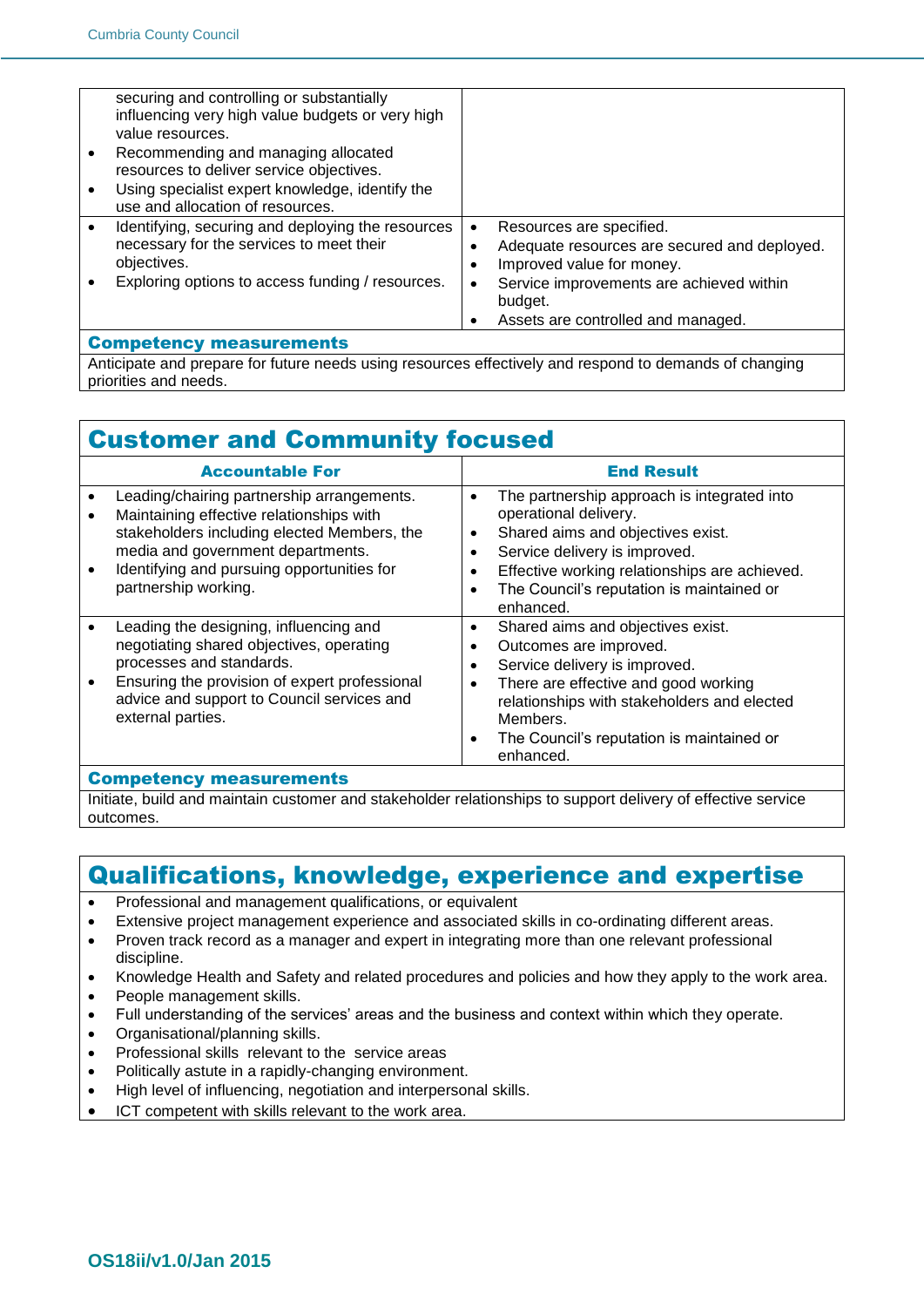| | |
|---|---|
| securing and controlling or substantially influencing very high value budgets or very high value resources.<br>• Recommending and managing allocated resources to deliver service objectives.<br>• Using specialist expert knowledge, identify the use and allocation of resources. | |
| • Identifying, securing and deploying the resources necessary for the services to meet their objectives.<br>• Exploring options to access funding / resources. | • Resources are specified.<br>• Adequate resources are secured and deployed.<br>• Improved value for money.<br>• Service improvements are achieved within budget.<br>• Assets are controlled and managed. |

**Competency measurements**

Anticipate and prepare for future needs using resources effectively and respond to demands of changing priorities and needs.

## Customer and Community focused

| Accountable For | End Result |
|---|---|
| • Leading/chairing partnership arrangements.<br>• Maintaining effective relationships with stakeholders including elected Members, the media and government departments.<br>• Identifying and pursuing opportunities for partnership working. | • The partnership approach is integrated into operational delivery.<br>• Shared aims and objectives exist.<br>• Service delivery is improved.<br>• Effective working relationships are achieved.<br>• The Council's reputation is maintained or enhanced. |
| • Leading the designing, influencing and negotiating shared objectives, operating processes and standards.<br>• Ensuring the provision of expert professional advice and support to Council services and external parties. | • Shared aims and objectives exist.<br>• Outcomes are improved.<br>• Service delivery is improved.<br>• There are effective and good working relationships with stakeholders and elected Members.<br>• The Council's reputation is maintained or enhanced. |

**Competency measurements**

Initiate, build and maintain customer and stakeholder relationships to support delivery of effective service outcomes.

## Qualifications, knowledge, experience and expertise

- Professional and management qualifications, or equivalent
- Extensive project management experience and associated skills in co-ordinating different areas.
- Proven track record as a manager and expert in integrating more than one relevant professional discipline.
- Knowledge Health and Safety and related procedures and policies and how they apply to the work area.
- People management skills.
- Full understanding of the services' areas and the business and context within which they operate.
- Organisational/planning skills.
- Professional skills relevant to the service areas
- Politically astute in a rapidly-changing environment.
- High level of influencing, negotiation and interpersonal skills.
- ICT competent with skills relevant to the work area.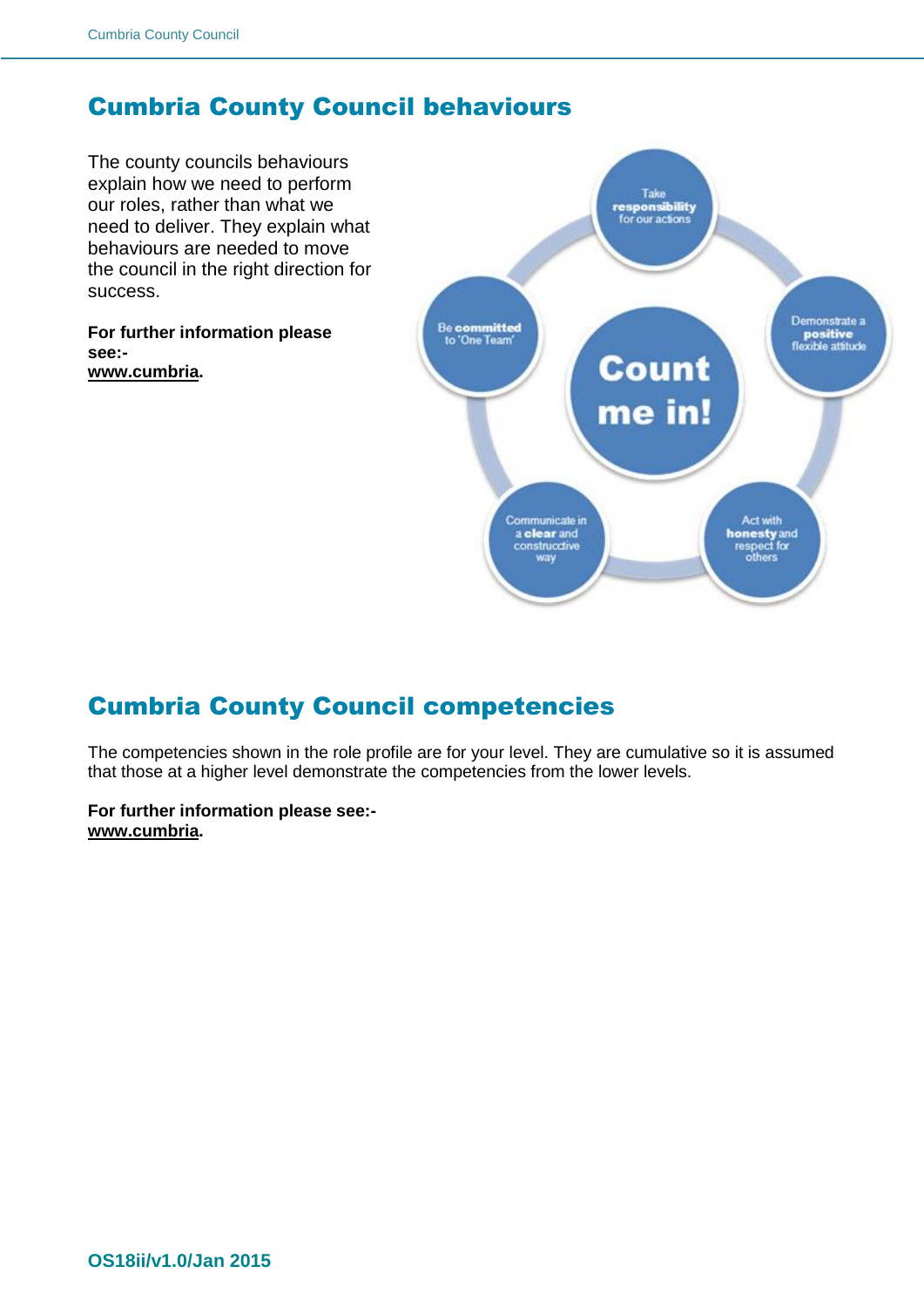# Cumbria County Council behaviours

The county councils behaviours explain how we need to perform our roles, rather than what we need to deliver. They explain what behaviours are needed to move the council in the right direction for success.

**For further information please see:- www.cumbria.**

Count me in!

Take **responsibility** for our actions

Demonstrate a **positive** flexible attitude

Act with **honesty** and respect for others

Communicate in a **clear** and constructive way

Be **committed** to 'One Team'

# Cumbria County Council competencies

The competencies shown in the role profile are for your level. They are cumulative so it is assumed that those at a higher level demonstrate the competencies from the lower levels.

**For further information please see:- www.cumbria.**

OS18ii/v1.0/Jan 2015